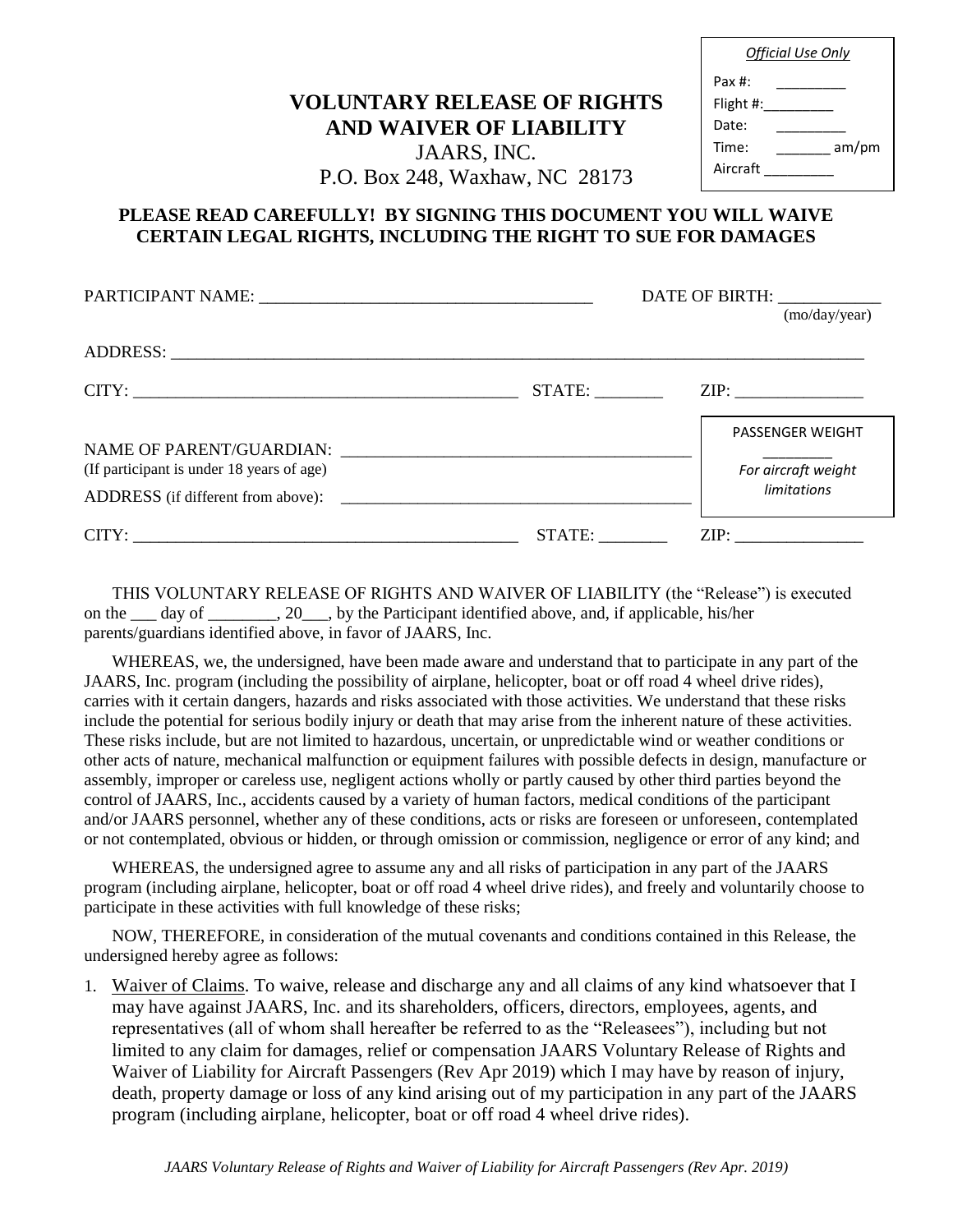| *Official Use Only* |
| --- |
| Pax #: _________ |
| Flight #:_________ |
| Date: _________ |
| Time: _______ am/pm |
| Aircraft _________ |

# VOLUNTARY RELEASE OF RIGHTS AND WAIVER OF LIABILITY

JAARS, INC.
P.O. Box 248, Waxhaw, NC 28173

**PLEASE READ CAREFULLY! BY SIGNING THIS DOCUMENT YOU WILL WAIVE CERTAIN LEGAL RIGHTS, INCLUDING THE RIGHT TO SUE FOR DAMAGES**

PARTICIPANT NAME: ______________________________________ DATE OF BIRTH: ____________ (mo/day/year)

ADDRESS: ____________________________________________________________________________________

CITY: _____________________________________________ STATE: ________ ZIP: _______________

NAME OF PARENT/GUARDIAN: ________________________________________
(If participant is under 18 years of age)

ADDRESS (if different from above): ________________________________________

PASSENGER WEIGHT ________ *For aircraft weight limitations*

CITY: _____________________________________________ STATE: ________ ZIP: _______________

THIS VOLUNTARY RELEASE OF RIGHTS AND WAIVER OF LIABILITY (the "Release") is executed on the ___ day of ________, 20___, by the Participant identified above, and, if applicable, his/her parents/guardians identified above, in favor of JAARS, Inc.

WHEREAS, we, the undersigned, have been made aware and understand that to participate in any part of the JAARS, Inc. program (including the possibility of airplane, helicopter, boat or off road 4 wheel drive rides), carries with it certain dangers, hazards and risks associated with those activities. We understand that these risks include the potential for serious bodily injury or death that may arise from the inherent nature of these activities. These risks include, but are not limited to hazardous, uncertain, or unpredictable wind or weather conditions or other acts of nature, mechanical malfunction or equipment failures with possible defects in design, manufacture or assembly, improper or careless use, negligent actions wholly or partly caused by other third parties beyond the control of JAARS, Inc., accidents caused by a variety of human factors, medical conditions of the participant and/or JAARS personnel, whether any of these conditions, acts or risks are foreseen or unforeseen, contemplated or not contemplated, obvious or hidden, or through omission or commission, negligence or error of any kind; and

WHEREAS, the undersigned agree to assume any and all risks of participation in any part of the JAARS program (including airplane, helicopter, boat or off road 4 wheel drive rides), and freely and voluntarily choose to participate in these activities with full knowledge of these risks;

NOW, THEREFORE, in consideration of the mutual covenants and conditions contained in this Release, the undersigned hereby agree as follows:

1. Waiver of Claims. To waive, release and discharge any and all claims of any kind whatsoever that I may have against JAARS, Inc. and its shareholders, officers, directors, employees, agents, and representatives (all of whom shall hereafter be referred to as the "Releasees"), including but not limited to any claim for damages, relief or compensation JAARS Voluntary Release of Rights and Waiver of Liability for Aircraft Passengers (Rev Apr 2019) which I may have by reason of injury, death, property damage or loss of any kind arising out of my participation in any part of the JAARS program (including airplane, helicopter, boat or off road 4 wheel drive rides).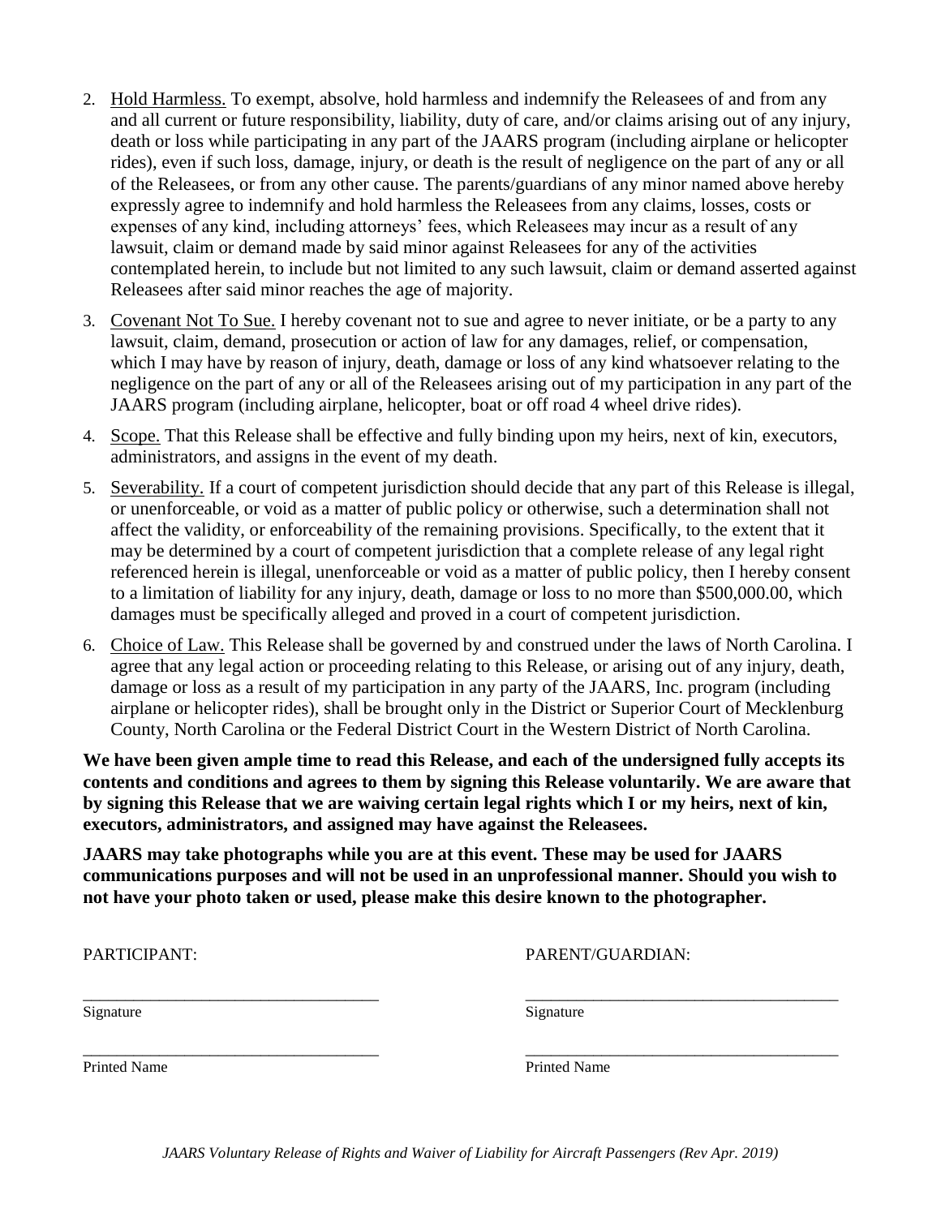2. Hold Harmless. To exempt, absolve, hold harmless and indemnify the Releasees of and from any and all current or future responsibility, liability, duty of care, and/or claims arising out of any injury, death or loss while participating in any part of the JAARS program (including airplane or helicopter rides), even if such loss, damage, injury, or death is the result of negligence on the part of any or all of the Releasees, or from any other cause. The parents/guardians of any minor named above hereby expressly agree to indemnify and hold harmless the Releasees from any claims, losses, costs or expenses of any kind, including attorneys' fees, which Releasees may incur as a result of any lawsuit, claim or demand made by said minor against Releasees for any of the activities contemplated herein, to include but not limited to any such lawsuit, claim or demand asserted against Releasees after said minor reaches the age of majority.

3. Covenant Not To Sue. I hereby covenant not to sue and agree to never initiate, or be a party to any lawsuit, claim, demand, prosecution or action of law for any damages, relief, or compensation, which I may have by reason of injury, death, damage or loss of any kind whatsoever relating to the negligence on the part of any or all of the Releasees arising out of my participation in any part of the JAARS program (including airplane, helicopter, boat or off road 4 wheel drive rides).

4. Scope. That this Release shall be effective and fully binding upon my heirs, next of kin, executors, administrators, and assigns in the event of my death.

5. Severability. If a court of competent jurisdiction should decide that any part of this Release is illegal, or unenforceable, or void as a matter of public policy or otherwise, such a determination shall not affect the validity, or enforceability of the remaining provisions. Specifically, to the extent that it may be determined by a court of competent jurisdiction that a complete release of any legal right referenced herein is illegal, unenforceable or void as a matter of public policy, then I hereby consent to a limitation of liability for any injury, death, damage or loss to no more than $500,000.00, which damages must be specifically alleged and proved in a court of competent jurisdiction.

6. Choice of Law. This Release shall be governed by and construed under the laws of North Carolina. I agree that any legal action or proceeding relating to this Release, or arising out of any injury, death, damage or loss as a result of my participation in any party of the JAARS, Inc. program (including airplane or helicopter rides), shall be brought only in the District or Superior Court of Mecklenburg County, North Carolina or the Federal District Court in the Western District of North Carolina.

**We have been given ample time to read this Release, and each of the undersigned fully accepts its contents and conditions and agrees to them by signing this Release voluntarily. We are aware that by signing this Release that we are waiving certain legal rights which I or my heirs, next of kin, executors, administrators, and assigned may have against the Releasees.**

**JAARS may take photographs while you are at this event. These may be used for JAARS communications purposes and will not be used in an unprofessional manner. Should you wish to not have your photo taken or used, please make this desire known to the photographer.**

PARTICIPANT:

____________________________________
Signature

____________________________________
Printed Name

PARENT/GUARDIAN:

____________________________________
Signature

____________________________________
Printed Name

*JAARS Voluntary Release of Rights and Waiver of Liability for Aircraft Passengers (Rev Apr. 2019)*